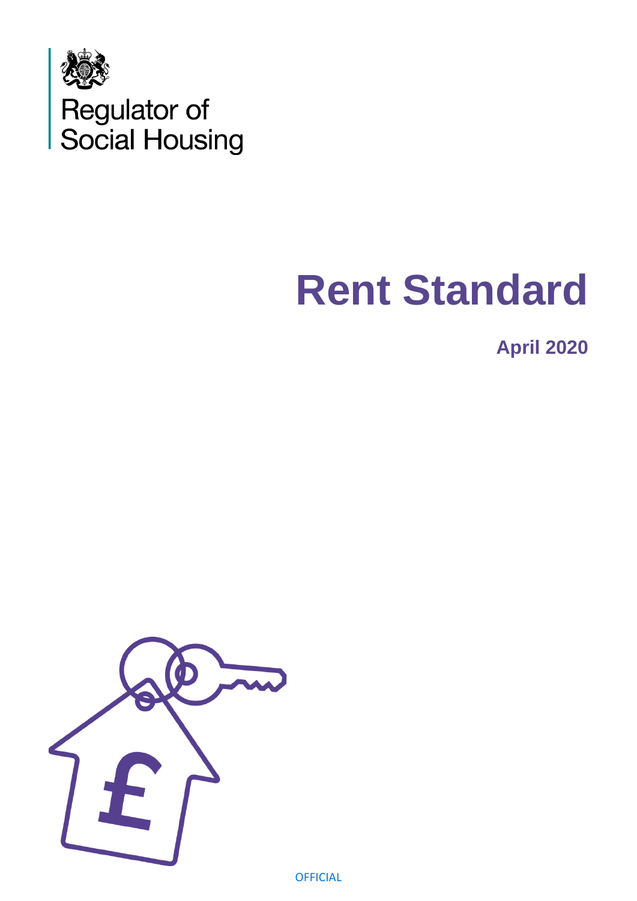Regulator of Social Housing

# Rent Standard

**April 2020**

OFFICIAL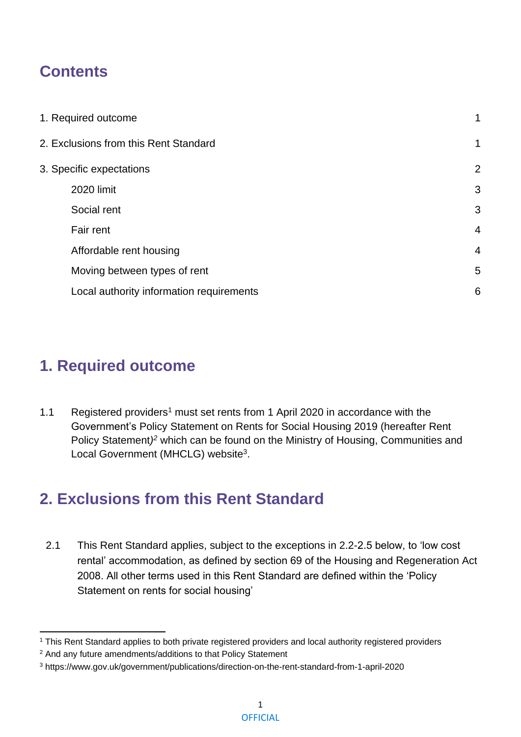# Contents

| | |
|---|---|
| 1. Required outcome | 1 |
| 2. Exclusions from this Rent Standard | 1 |
| 3. Specific expectations | 2 |
| 2020 limit | 3 |
| Social rent | 3 |
| Fair rent | 4 |
| Affordable rent housing | 4 |
| Moving between types of rent | 5 |
| Local authority information requirements | 6 |

## 1. Required outcome

1.1 Registered providers[1] must set rents from 1 April 2020 in accordance with the Government's Policy Statement on Rents for Social Housing 2019 (hereafter Rent Policy Statement)[2] which can be found on the Ministry of Housing, Communities and Local Government (MHCLG) website[3].

## 2. Exclusions from this Rent Standard

2.1 This Rent Standard applies, subject to the exceptions in 2.2-2.5 below, to 'low cost rental' accommodation, as defined by section 69 of the Housing and Regeneration Act 2008. All other terms used in this Rent Standard are defined within the 'Policy Statement on rents for social housing'

---

[1] This Rent Standard applies to both private registered providers and local authority registered providers

[2] And any future amendments/additions to that Policy Statement

[3] https://www.gov.uk/government/publications/direction-on-the-rent-standard-from-1-april-2020

OFFICIAL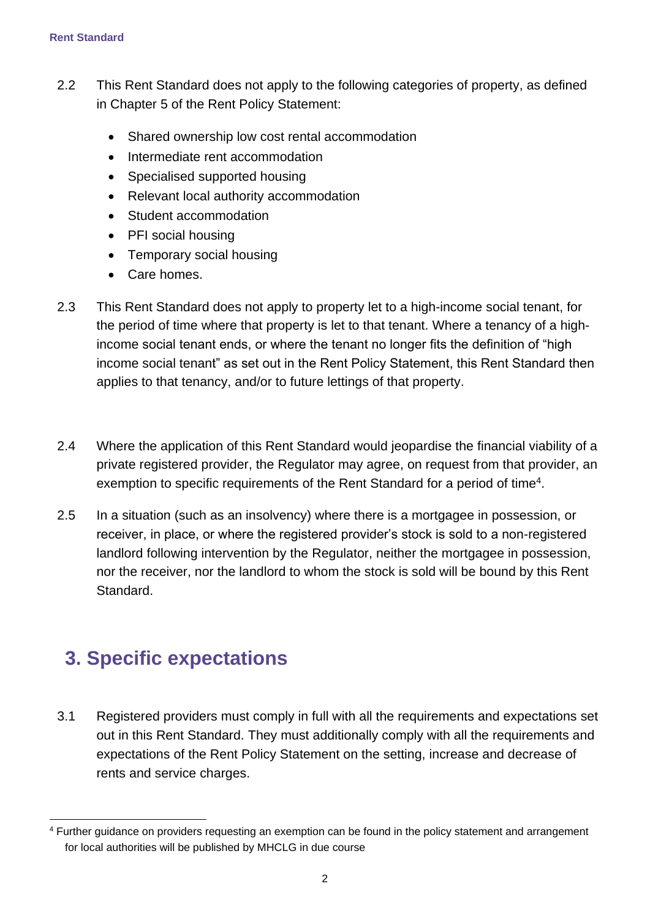2.2 This Rent Standard does not apply to the following categories of property, as defined in Chapter 5 of the Rent Policy Statement:

- Shared ownership low cost rental accommodation
- Intermediate rent accommodation
- Specialised supported housing
- Relevant local authority accommodation
- Student accommodation
- PFI social housing
- Temporary social housing
- Care homes.

2.3 This Rent Standard does not apply to property let to a high-income social tenant, for the period of time where that property is let to that tenant. Where a tenancy of a high-income social tenant ends, or where the tenant no longer fits the definition of "high income social tenant" as set out in the Rent Policy Statement, this Rent Standard then applies to that tenancy, and/or to future lettings of that property.

2.4 Where the application of this Rent Standard would jeopardise the financial viability of a private registered provider, the Regulator may agree, on request from that provider, an exemption to specific requirements of the Rent Standard for a period of time[4].

2.5 In a situation (such as an insolvency) where there is a mortgagee in possession, or receiver, in place, or where the registered provider's stock is sold to a non-registered landlord following intervention by the Regulator, neither the mortgagee in possession, nor the receiver, nor the landlord to whom the stock is sold will be bound by this Rent Standard.

## 3. Specific expectations

3.1 Registered providers must comply in full with all the requirements and expectations set out in this Rent Standard. They must additionally comply with all the requirements and expectations of the Rent Policy Statement on the setting, increase and decrease of rents and service charges.

[4] Further guidance on providers requesting an exemption can be found in the policy statement and arrangement for local authorities will be published by MHCLG in due course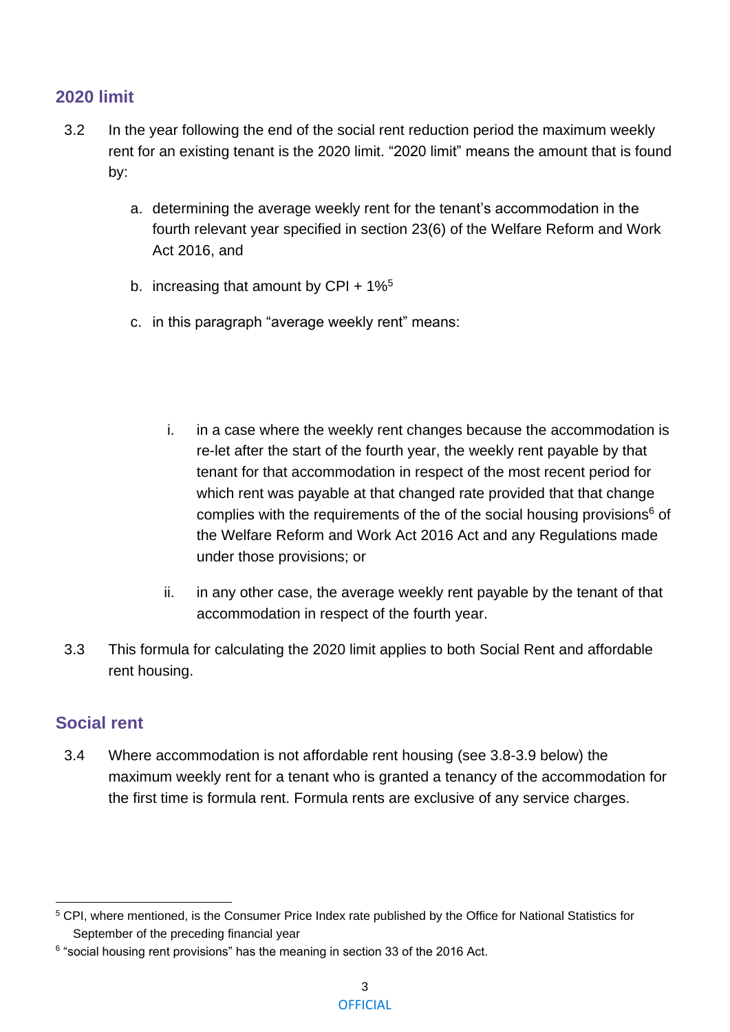## 2020 limit

3.2 In the year following the end of the social rent reduction period the maximum weekly rent for an existing tenant is the 2020 limit. "2020 limit" means the amount that is found by:

a. determining the average weekly rent for the tenant's accommodation in the fourth relevant year specified in section 23(6) of the Welfare Reform and Work Act 2016, and

b. increasing that amount by CPI + 1%[5]

c. in this paragraph "average weekly rent" means:

i. in a case where the weekly rent changes because the accommodation is re-let after the start of the fourth year, the weekly rent payable by that tenant for that accommodation in respect of the most recent period for which rent was payable at that changed rate provided that that change complies with the requirements of the of the social housing provisions[6] of the Welfare Reform and Work Act 2016 Act and any Regulations made under those provisions; or

ii. in any other case, the average weekly rent payable by the tenant of that accommodation in respect of the fourth year.

3.3 This formula for calculating the 2020 limit applies to both Social Rent and affordable rent housing.

## Social rent

3.4 Where accommodation is not affordable rent housing (see 3.8-3.9 below) the maximum weekly rent for a tenant who is granted a tenancy of the accommodation for the first time is formula rent. Formula rents are exclusive of any service charges.

[5] CPI, where mentioned, is the Consumer Price Index rate published by the Office for National Statistics for September of the preceding financial year

[6] "social housing rent provisions" has the meaning in section 33 of the 2016 Act.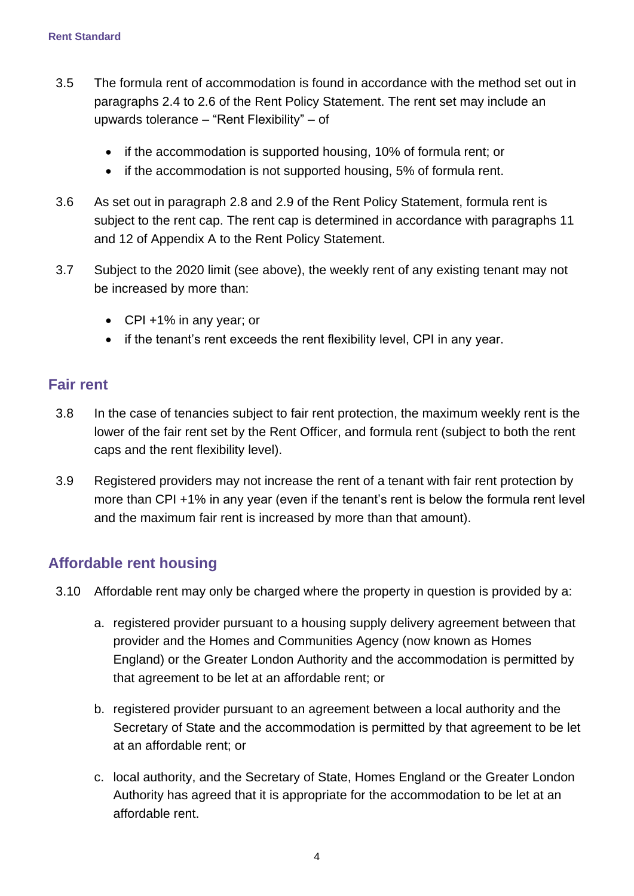3.5 The formula rent of accommodation is found in accordance with the method set out in paragraphs 2.4 to 2.6 of the Rent Policy Statement. The rent set may include an upwards tolerance – "Rent Flexibility" – of

- if the accommodation is supported housing, 10% of formula rent; or
- if the accommodation is not supported housing, 5% of formula rent.

3.6 As set out in paragraph 2.8 and 2.9 of the Rent Policy Statement, formula rent is subject to the rent cap. The rent cap is determined in accordance with paragraphs 11 and 12 of Appendix A to the Rent Policy Statement.

3.7 Subject to the 2020 limit (see above), the weekly rent of any existing tenant may not be increased by more than:

- CPI +1% in any year; or
- if the tenant's rent exceeds the rent flexibility level, CPI in any year.

## Fair rent

3.8 In the case of tenancies subject to fair rent protection, the maximum weekly rent is the lower of the fair rent set by the Rent Officer, and formula rent (subject to both the rent caps and the rent flexibility level).

3.9 Registered providers may not increase the rent of a tenant with fair rent protection by more than CPI +1% in any year (even if the tenant's rent is below the formula rent level and the maximum fair rent is increased by more than that amount).

## Affordable rent housing

3.10 Affordable rent may only be charged where the property in question is provided by a:

a. registered provider pursuant to a housing supply delivery agreement between that provider and the Homes and Communities Agency (now known as Homes England) or the Greater London Authority and the accommodation is permitted by that agreement to be let at an affordable rent; or

b. registered provider pursuant to an agreement between a local authority and the Secretary of State and the accommodation is permitted by that agreement to be let at an affordable rent; or

c. local authority, and the Secretary of State, Homes England or the Greater London Authority has agreed that it is appropriate for the accommodation to be let at an affordable rent.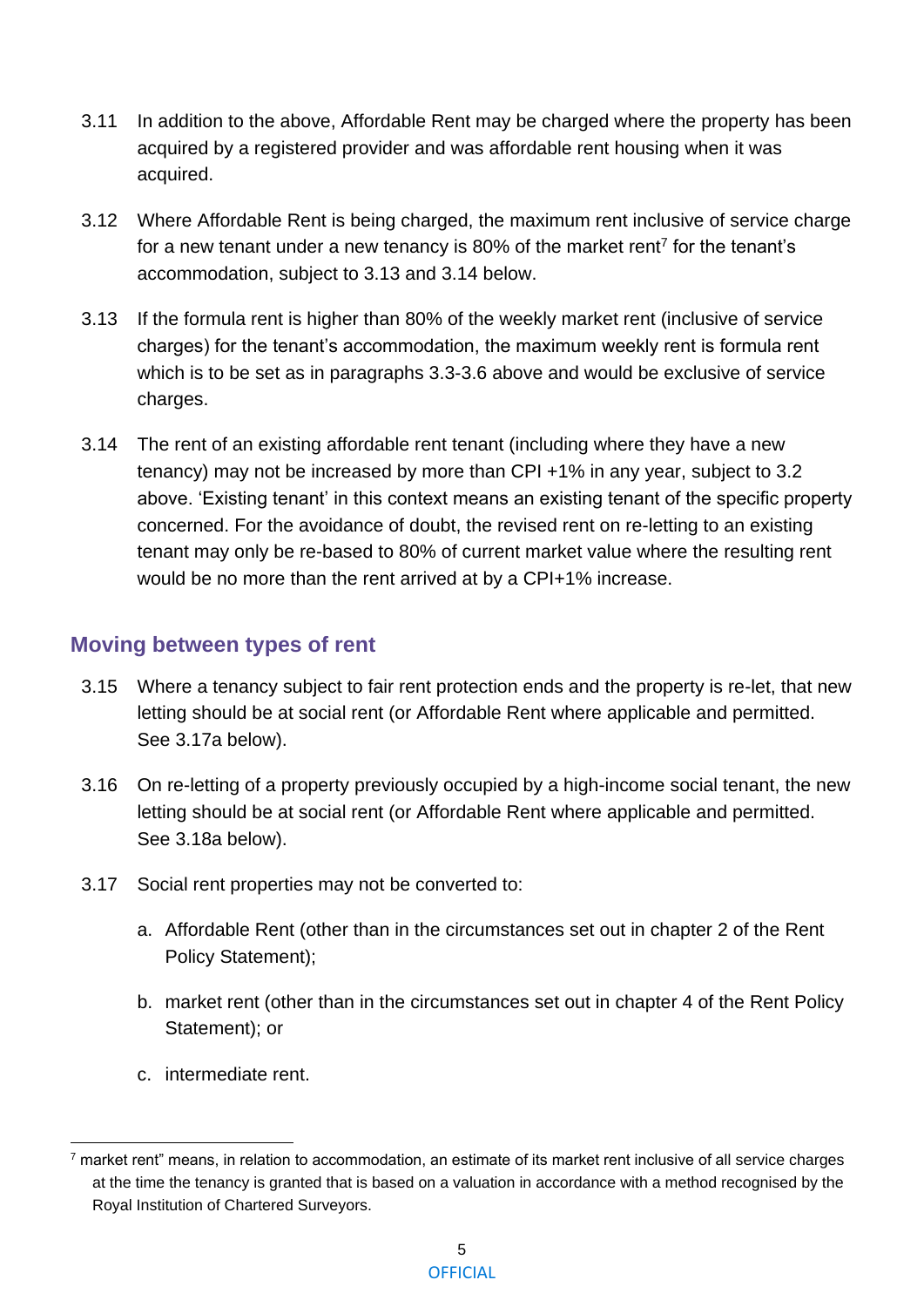3.11 In addition to the above, Affordable Rent may be charged where the property has been acquired by a registered provider and was affordable rent housing when it was acquired.

3.12 Where Affordable Rent is being charged, the maximum rent inclusive of service charge for a new tenant under a new tenancy is 80% of the market rent[7] for the tenant's accommodation, subject to 3.13 and 3.14 below.

3.13 If the formula rent is higher than 80% of the weekly market rent (inclusive of service charges) for the tenant's accommodation, the maximum weekly rent is formula rent which is to be set as in paragraphs 3.3-3.6 above and would be exclusive of service charges.

3.14 The rent of an existing affordable rent tenant (including where they have a new tenancy) may not be increased by more than CPI +1% in any year, subject to 3.2 above. 'Existing tenant' in this context means an existing tenant of the specific property concerned. For the avoidance of doubt, the revised rent on re-letting to an existing tenant may only be re-based to 80% of current market value where the resulting rent would be no more than the rent arrived at by a CPI+1% increase.

## Moving between types of rent

3.15 Where a tenancy subject to fair rent protection ends and the property is re-let, that new letting should be at social rent (or Affordable Rent where applicable and permitted. See 3.17a below).

3.16 On re-letting of a property previously occupied by a high-income social tenant, the new letting should be at social rent (or Affordable Rent where applicable and permitted. See 3.18a below).

3.17 Social rent properties may not be converted to:

a. Affordable Rent (other than in the circumstances set out in chapter 2 of the Rent Policy Statement);

b. market rent (other than in the circumstances set out in chapter 4 of the Rent Policy Statement); or

c. intermediate rent.

[7] market rent" means, in relation to accommodation, an estimate of its market rent inclusive of all service charges at the time the tenancy is granted that is based on a valuation in accordance with a method recognised by the Royal Institution of Chartered Surveyors.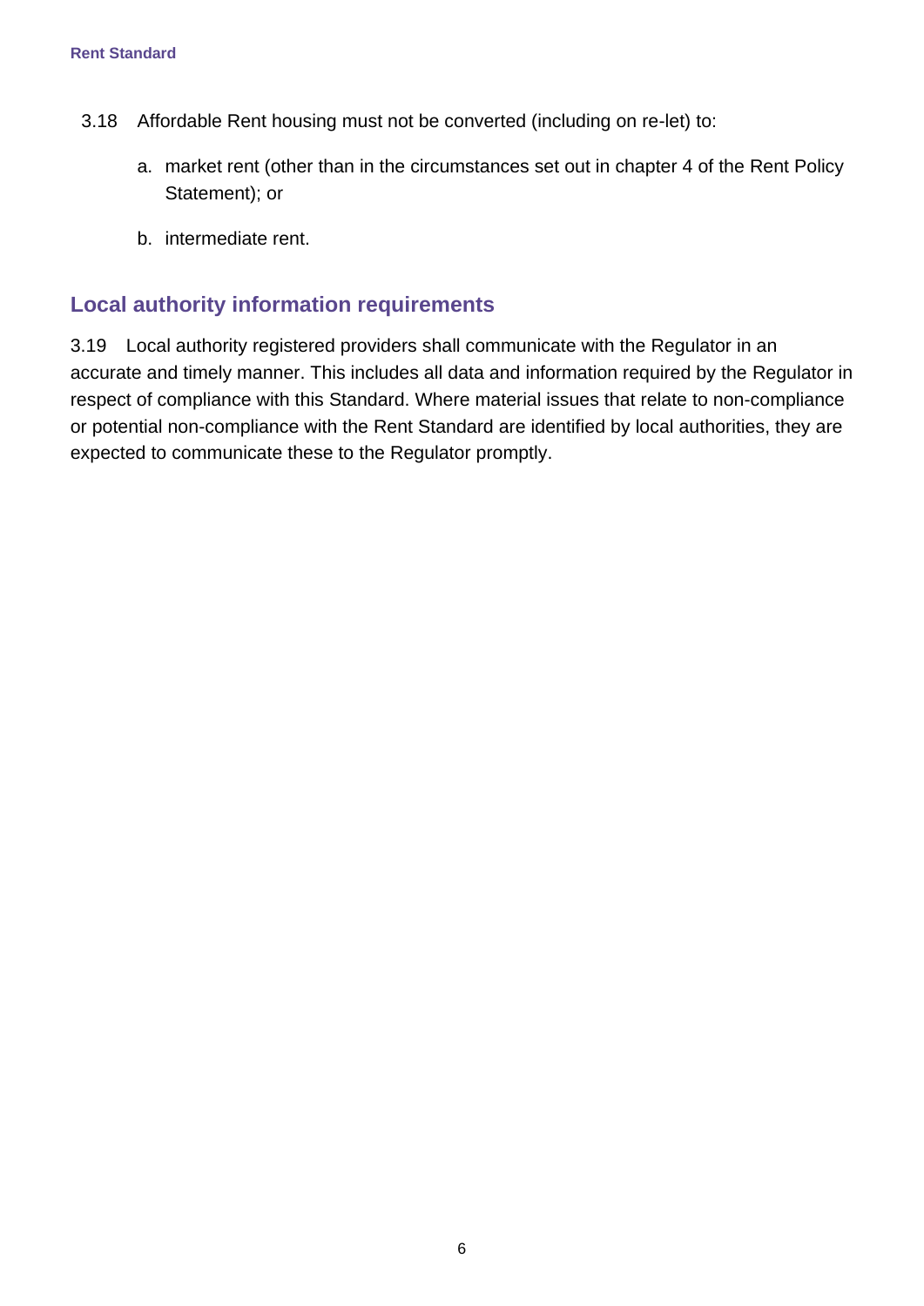3.18 Affordable Rent housing must not be converted (including on re-let) to:

a. market rent (other than in the circumstances set out in chapter 4 of the Rent Policy Statement); or

b. intermediate rent.

## Local authority information requirements

3.19 Local authority registered providers shall communicate with the Regulator in an accurate and timely manner. This includes all data and information required by the Regulator in respect of compliance with this Standard. Where material issues that relate to non-compliance or potential non-compliance with the Rent Standard are identified by local authorities, they are expected to communicate these to the Regulator promptly.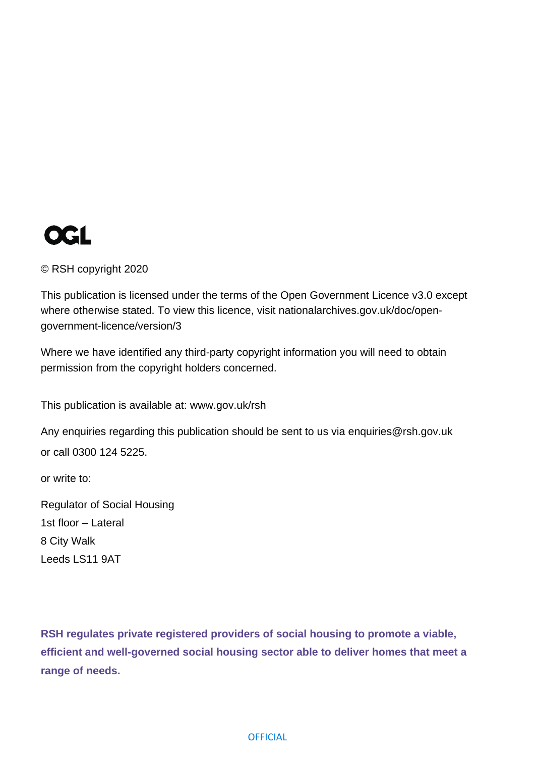OGL

© RSH copyright 2020

This publication is licensed under the terms of the Open Government Licence v3.0 except where otherwise stated. To view this licence, visit nationalarchives.gov.uk/doc/open-government-licence/version/3

Where we have identified any third-party copyright information you will need to obtain permission from the copyright holders concerned.

This publication is available at: www.gov.uk/rsh

Any enquiries regarding this publication should be sent to us via enquiries@rsh.gov.uk

or call 0300 124 5225.

or write to:

Regulator of Social Housing
1st floor – Lateral
8 City Walk
Leeds LS11 9AT

**RSH regulates private registered providers of social housing to promote a viable, efficient and well-governed social housing sector able to deliver homes that meet a range of needs.**

OFFICIAL